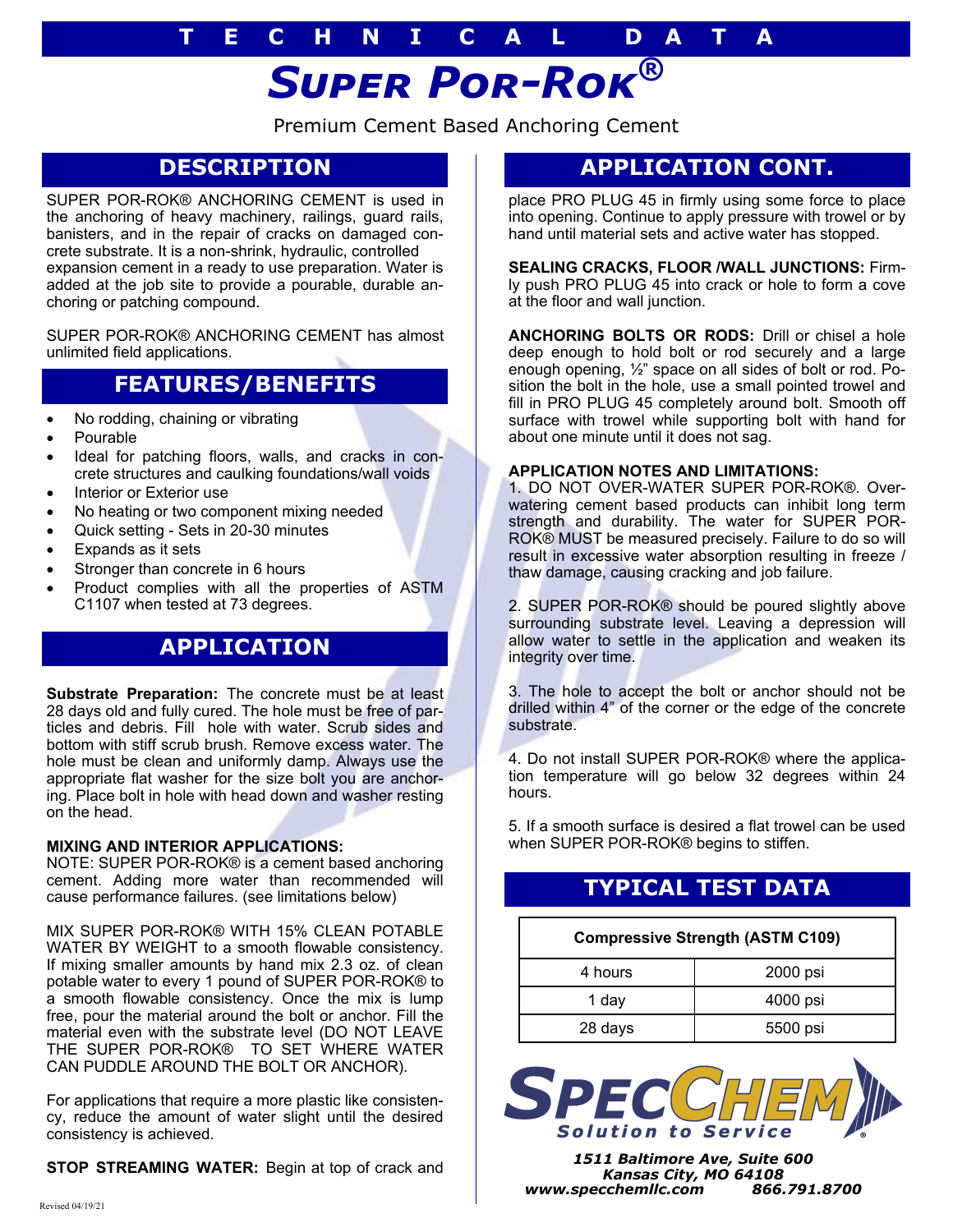# TECHNICAL DATA

# *SUPER POR-ROK®*

Premium Cement Based Anchoring Cement

## DESCRIPTION

SUPER POR-ROK® ANCHORING CEMENT is used in the anchoring of heavy machinery, railings, guard rails, banisters, and in the repair of cracks on damaged concrete substrate. It is a non-shrink, hydraulic, controlled expansion cement in a ready to use preparation. Water is added at the job site to provide a pourable, durable anchoring or patching compound.

SUPER POR-ROK® ANCHORING CEMENT has almost unlimited field applications.

## FEATURES/BENEFITS

- No rodding, chaining or vibrating
- Pourable
- Ideal for patching floors, walls, and cracks in concrete structures and caulking foundations/wall voids
- Interior or Exterior use
- No heating or two component mixing needed
- Quick setting - Sets in 20-30 minutes
- Expands as it sets
- Stronger than concrete in 6 hours
- Product complies with all the properties of ASTM C1107 when tested at 73 degrees.

## APPLICATION

**Substrate Preparation:** The concrete must be at least 28 days old and fully cured. The hole must be free of particles and debris. Fill hole with water. Scrub sides and bottom with stiff scrub brush. Remove excess water. The hole must be clean and uniformly damp. Always use the appropriate flat washer for the size bolt you are anchoring. Place bolt in hole with head down and washer resting on the head.

**MIXING AND INTERIOR APPLICATIONS:**
NOTE: SUPER POR-ROK® is a cement based anchoring cement. Adding more water than recommended will cause performance failures. (see limitations below)

MIX SUPER POR-ROK® WITH 15% CLEAN POTABLE WATER BY WEIGHT to a smooth flowable consistency. If mixing smaller amounts by hand mix 2.3 oz. of clean potable water to every 1 pound of SUPER POR-ROK® to a smooth flowable consistency. Once the mix is lump free, pour the material around the bolt or anchor. Fill the material even with the substrate level (DO NOT LEAVE THE SUPER POR-ROK® TO SET WHERE WATER CAN PUDDLE AROUND THE BOLT OR ANCHOR).

For applications that require a more plastic like consistency, reduce the amount of water slight until the desired consistency is achieved.

**STOP STREAMING WATER:** Begin at top of crack and place PRO PLUG 45 in firmly using some force to place into opening. Continue to apply pressure with trowel or by hand until material sets and active water has stopped.

## APPLICATION CONT.

**SEALING CRACKS, FLOOR /WALL JUNCTIONS:** Firmly push PRO PLUG 45 into crack or hole to form a cove at the floor and wall junction.

**ANCHORING BOLTS OR RODS:** Drill or chisel a hole deep enough to hold bolt or rod securely and a large enough opening, ½" space on all sides of bolt or rod. Position the bolt in the hole, use a small pointed trowel and fill in PRO PLUG 45 completely around bolt. Smooth off surface with trowel while supporting bolt with hand for about one minute until it does not sag.

**APPLICATION NOTES AND LIMITATIONS:**

1. DO NOT OVER-WATER SUPER POR-ROK®. Overwatering cement based products can inhibit long term strength and durability. The water for SUPER POR-ROK® MUST be measured precisely. Failure to do so will result in excessive water absorption resulting in freeze / thaw damage, causing cracking and job failure.

2. SUPER POR-ROK® should be poured slightly above surrounding substrate level. Leaving a depression will allow water to settle in the application and weaken its integrity over time.

3. The hole to accept the bolt or anchor should not be drilled within 4" of the corner or the edge of the concrete substrate.

4. Do not install SUPER POR-ROK® where the application temperature will go below 32 degrees within 24 hours.

5. If a smooth surface is desired a flat trowel can be used when SUPER POR-ROK® begins to stiffen.

## TYPICAL TEST DATA

| Compressive Strength (ASTM C109) | |
|---|---|
| 4 hours | 2000 psi |
| 1 day | 4000 psi |
| 28 days | 5500 psi |

**SPECCHEM®**
*Solution to Service*

***1511 Baltimore Ave, Suite 600***
***Kansas City, MO 64108***
***www.specchemllc.com 866.791.8700***

Revised 04/19/21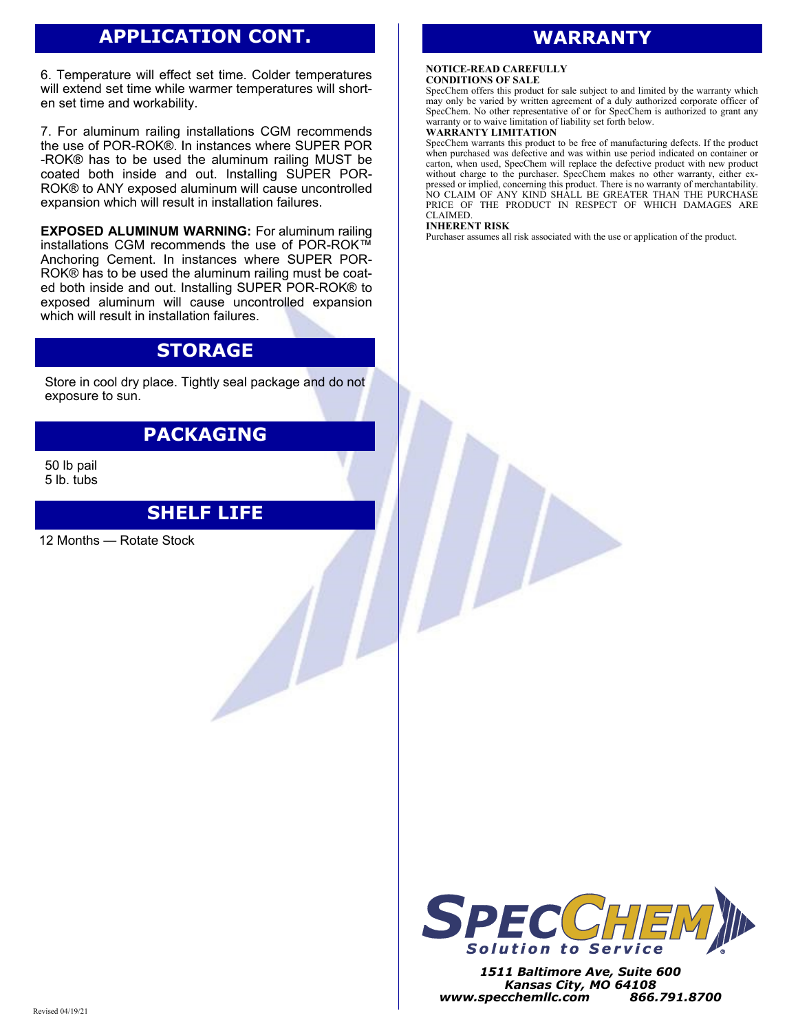## APPLICATION CONT.

6. Temperature will effect set time. Colder temperatures will extend set time while warmer temperatures will shorten set time and workability.

7. For aluminum railing installations CGM recommends the use of POR-ROK®. In instances where SUPER POR-ROK® has to be used the aluminum railing MUST be coated both inside and out. Installing SUPER POR-ROK® to ANY exposed aluminum will cause uncontrolled expansion which will result in installation failures.

**EXPOSED ALUMINUM WARNING:** For aluminum railing installations CGM recommends the use of POR-ROK™ Anchoring Cement. In instances where SUPER POR-ROK® has to be used the aluminum railing must be coated both inside and out. Installing SUPER POR-ROK® to exposed aluminum will cause uncontrolled expansion which will result in installation failures.

## STORAGE

Store in cool dry place. Tightly seal package and do not exposure to sun.

## PACKAGING

50 lb pail
5 lb. tubs

## SHELF LIFE

12 Months — Rotate Stock

## WARRANTY

**NOTICE-READ CAREFULLY**
**CONDITIONS OF SALE**

SpecChem offers this product for sale subject to and limited by the warranty which may only be varied by written agreement of a duly authorized corporate officer of SpecChem. No other representative of or for SpecChem is authorized to grant any warranty or to waive limitation of liability set forth below.

**WARRANTY LIMITATION**

SpecChem warrants this product to be free of manufacturing defects. If the product when purchased was defective and was within use period indicated on container or carton, when used, SpecChem will replace the defective product with new product without charge to the purchaser. SpecChem makes no other warranty, either expressed or implied, concerning this product. There is no warranty of merchantability. NO CLAIM OF ANY KIND SHALL BE GREATER THAN THE PURCHASE PRICE OF THE PRODUCT IN RESPECT OF WHICH DAMAGES ARE CLAIMED.

**INHERENT RISK**

Purchaser assumes all risk associated with the use or application of the product.

SPECCHEM
*Solution to Service*

*1511 Baltimore Ave, Suite 600*
*Kansas City, MO 64108*
*www.specchemllc.com 866.791.8700*

Revised 04/19/21